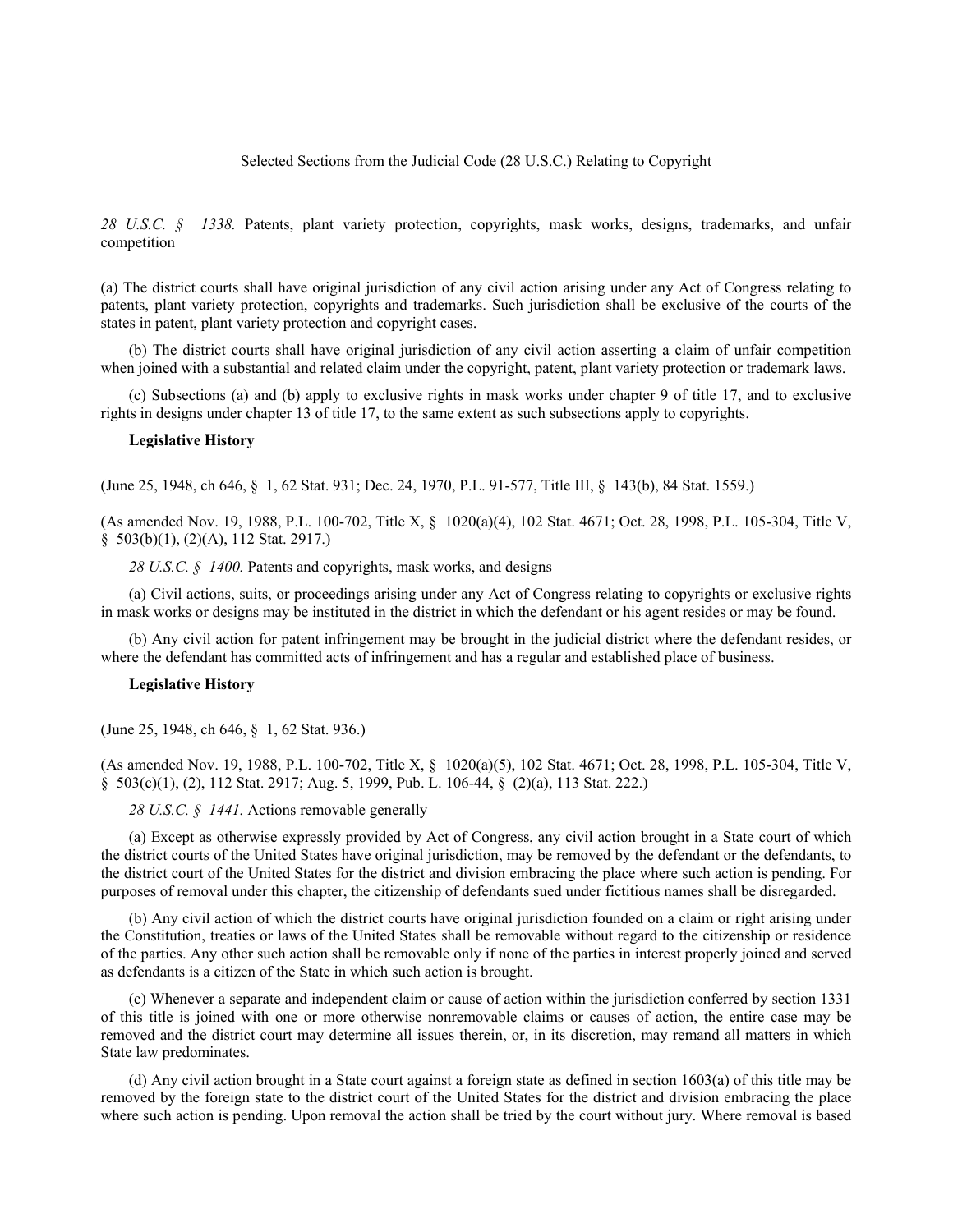# Selected Sections from the Judicial Code (28 U.S.C.) Relating to Copyright

*28 U.S.C. § 1338.* Patents, plant variety protection, copyrights, mask works, designs, trademarks, and unfair competition

(a) The district courts shall have original jurisdiction of any civil action arising under any Act of Congress relating to patents, plant variety protection, copyrights and trademarks. Such jurisdiction shall be exclusive of the courts of the states in patent, plant variety protection and copyright cases.

(b) The district courts shall have original jurisdiction of any civil action asserting a claim of unfair competition when joined with a substantial and related claim under the copyright, patent, plant variety protection or trademark laws.

(c) Subsections (a) and (b) apply to exclusive rights in mask works under chapter 9 of title 17, and to exclusive rights in designs under chapter 13 of title 17, to the same extent as such subsections apply to copyrights.

**Legislative History**

(June 25, 1948, ch 646, § 1, 62 Stat. 931; Dec. 24, 1970, P.L. 91-577, Title III, § 143(b), 84 Stat. 1559.)

(As amended Nov. 19, 1988, P.L. 100-702, Title X, § 1020(a)(4), 102 Stat. 4671; Oct. 28, 1998, P.L. 105-304, Title V, § 503(b)(1), (2)(A), 112 Stat. 2917.)

*28 U.S.C. § 1400.* Patents and copyrights, mask works, and designs

(a) Civil actions, suits, or proceedings arising under any Act of Congress relating to copyrights or exclusive rights in mask works or designs may be instituted in the district in which the defendant or his agent resides or may be found.

(b) Any civil action for patent infringement may be brought in the judicial district where the defendant resides, or where the defendant has committed acts of infringement and has a regular and established place of business.

**Legislative History**

(June 25, 1948, ch 646, § 1, 62 Stat. 936.)

(As amended Nov. 19, 1988, P.L. 100-702, Title X, § 1020(a)(5), 102 Stat. 4671; Oct. 28, 1998, P.L. 105-304, Title V, § 503(c)(1), (2), 112 Stat. 2917; Aug. 5, 1999, Pub. L. 106-44, § (2)(a), 113 Stat. 222.)

*28 U.S.C. § 1441.* Actions removable generally

(a) Except as otherwise expressly provided by Act of Congress, any civil action brought in a State court of which the district courts of the United States have original jurisdiction, may be removed by the defendant or the defendants, to the district court of the United States for the district and division embracing the place where such action is pending. For purposes of removal under this chapter, the citizenship of defendants sued under fictitious names shall be disregarded.

(b) Any civil action of which the district courts have original jurisdiction founded on a claim or right arising under the Constitution, treaties or laws of the United States shall be removable without regard to the citizenship or residence of the parties. Any other such action shall be removable only if none of the parties in interest properly joined and served as defendants is a citizen of the State in which such action is brought.

(c) Whenever a separate and independent claim or cause of action within the jurisdiction conferred by section 1331 of this title is joined with one or more otherwise nonremovable claims or causes of action, the entire case may be removed and the district court may determine all issues therein, or, in its discretion, may remand all matters in which State law predominates.

(d) Any civil action brought in a State court against a foreign state as defined in section 1603(a) of this title may be removed by the foreign state to the district court of the United States for the district and division embracing the place where such action is pending. Upon removal the action shall be tried by the court without jury. Where removal is based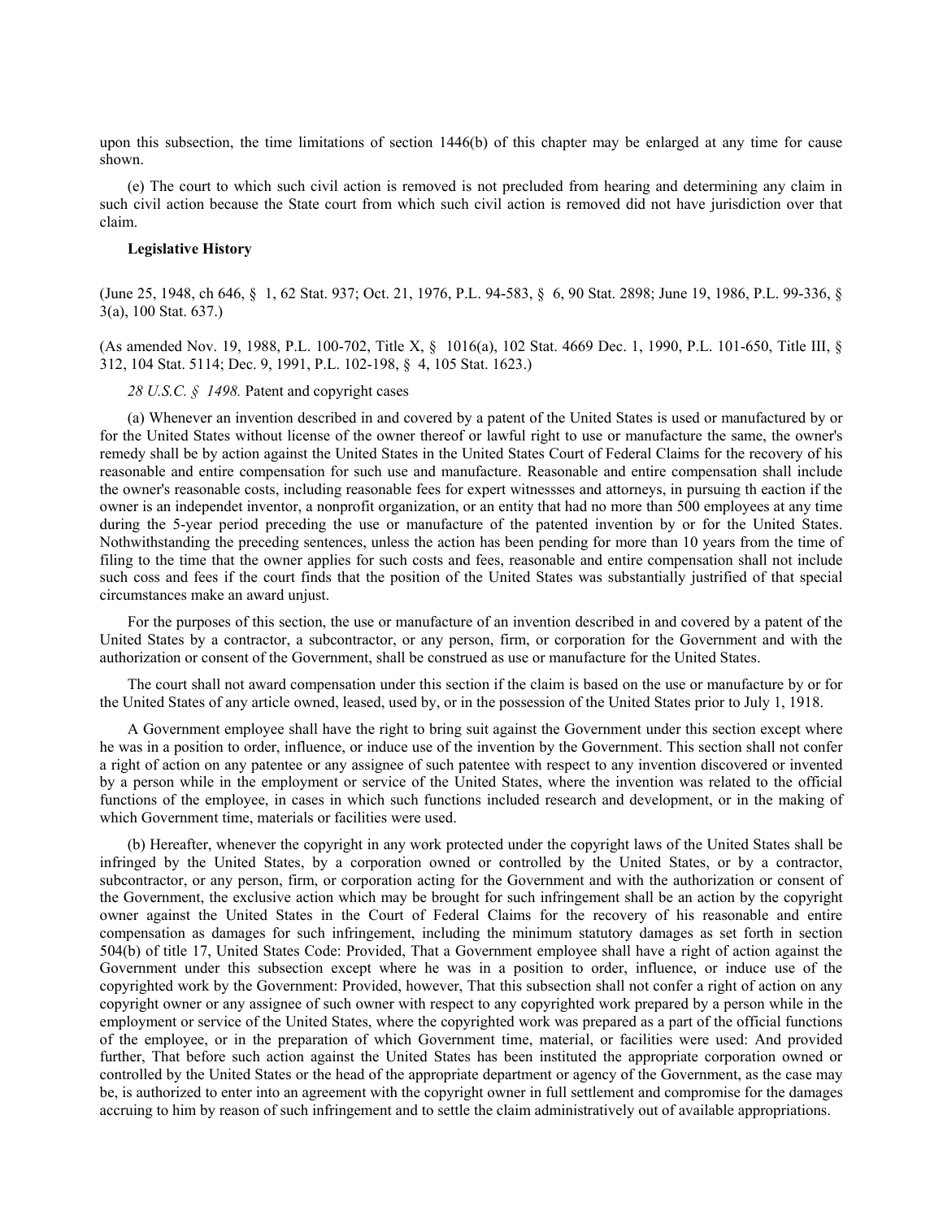upon this subsection, the time limitations of section 1446(b) of this chapter may be enlarged at any time for cause shown.

(e) The court to which such civil action is removed is not precluded from hearing and determining any claim in such civil action because the State court from which such civil action is removed did not have jurisdiction over that claim.

**Legislative History**

(June 25, 1948, ch 646, § 1, 62 Stat. 937; Oct. 21, 1976, P.L. 94-583, § 6, 90 Stat. 2898; June 19, 1986, P.L. 99-336, § 3(a), 100 Stat. 637.)

(As amended Nov. 19, 1988, P.L. 100-702, Title X, § 1016(a), 102 Stat. 4669 Dec. 1, 1990, P.L. 101-650, Title III, § 312, 104 Stat. 5114; Dec. 9, 1991, P.L. 102-198, § 4, 105 Stat. 1623.)

*28 U.S.C. § 1498.* Patent and copyright cases

(a) Whenever an invention described in and covered by a patent of the United States is used or manufactured by or for the United States without license of the owner thereof or lawful right to use or manufacture the same, the owner's remedy shall be by action against the United States in the United States Court of Federal Claims for the recovery of his reasonable and entire compensation for such use and manufacture. Reasonable and entire compensation shall include the owner's reasonable costs, including reasonable fees for expert witnessses and attorneys, in pursuing th eaction if the owner is an independet inventor, a nonprofit organization, or an entity that had no more than 500 employees at any time during the 5-year period preceding the use or manufacture of the patented invention by or for the United States. Nothwithstanding the preceding sentences, unless the action has been pending for more than 10 years from the time of filing to the time that the owner applies for such costs and fees, reasonable and entire compensation shall not include such coss and fees if the court finds that the position of the United States was substantially justified of that special circumstances make an award unjust.

For the purposes of this section, the use or manufacture of an invention described in and covered by a patent of the United States by a contractor, a subcontractor, or any person, firm, or corporation for the Government and with the authorization or consent of the Government, shall be construed as use or manufacture for the United States.

The court shall not award compensation under this section if the claim is based on the use or manufacture by or for the United States of any article owned, leased, used by, or in the possession of the United States prior to July 1, 1918.

A Government employee shall have the right to bring suit against the Government under this section except where he was in a position to order, influence, or induce use of the invention by the Government. This section shall not confer a right of action on any patentee or any assignee of such patentee with respect to any invention discovered or invented by a person while in the employment or service of the United States, where the invention was related to the official functions of the employee, in cases in which such functions included research and development, or in the making of which Government time, materials or facilities were used.

(b) Hereafter, whenever the copyright in any work protected under the copyright laws of the United States shall be infringed by the United States, by a corporation owned or controlled by the United States, or by a contractor, subcontractor, or any person, firm, or corporation acting for the Government and with the authorization or consent of the Government, the exclusive action which may be brought for such infringement shall be an action by the copyright owner against the United States in the Court of Federal Claims for the recovery of his reasonable and entire compensation as damages for such infringement, including the minimum statutory damages as set forth in section 504(b) of title 17, United States Code: Provided, That a Government employee shall have a right of action against the Government under this subsection except where he was in a position to order, influence, or induce use of the copyrighted work by the Government: Provided, however, That this subsection shall not confer a right of action on any copyright owner or any assignee of such owner with respect to any copyrighted work prepared by a person while in the employment or service of the United States, where the copyrighted work was prepared as a part of the official functions of the employee, or in the preparation of which Government time, material, or facilities were used: And provided further, That before such action against the United States has been instituted the appropriate corporation owned or controlled by the United States or the head of the appropriate department or agency of the Government, as the case may be, is authorized to enter into an agreement with the copyright owner in full settlement and compromise for the damages accruing to him by reason of such infringement and to settle the claim administratively out of available appropriations.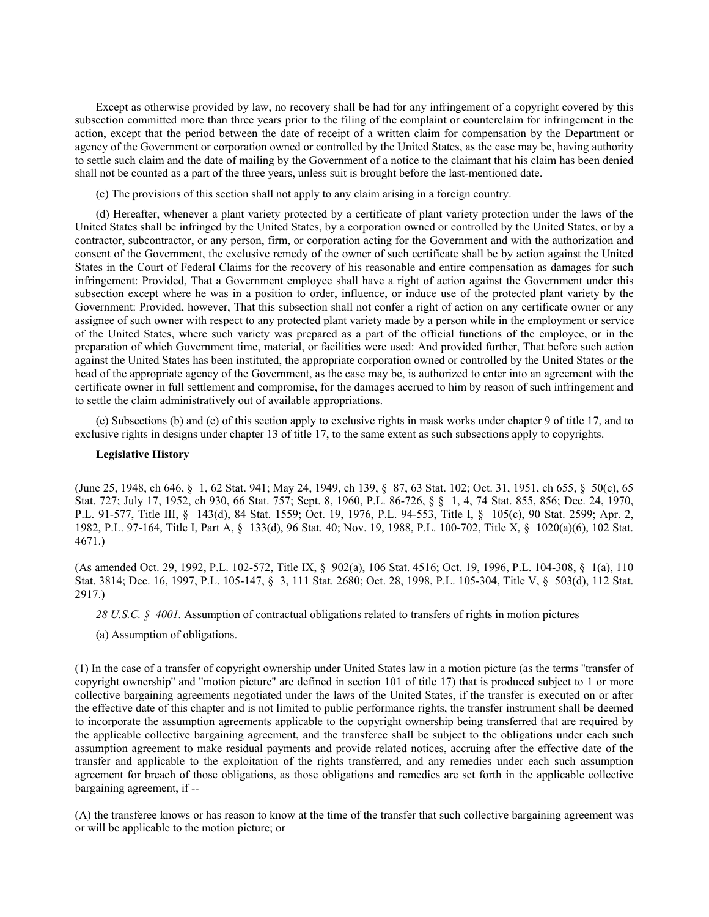Except as otherwise provided by law, no recovery shall be had for any infringement of a copyright covered by this subsection committed more than three years prior to the filing of the complaint or counterclaim for infringement in the action, except that the period between the date of receipt of a written claim for compensation by the Department or agency of the Government or corporation owned or controlled by the United States, as the case may be, having authority to settle such claim and the date of mailing by the Government of a notice to the claimant that his claim has been denied shall not be counted as a part of the three years, unless suit is brought before the last-mentioned date.

(c) The provisions of this section shall not apply to any claim arising in a foreign country.

(d) Hereafter, whenever a plant variety protected by a certificate of plant variety protection under the laws of the United States shall be infringed by the United States, by a corporation owned or controlled by the United States, or by a contractor, subcontractor, or any person, firm, or corporation acting for the Government and with the authorization and consent of the Government, the exclusive remedy of the owner of such certificate shall be by action against the United States in the Court of Federal Claims for the recovery of his reasonable and entire compensation as damages for such infringement: Provided, That a Government employee shall have a right of action against the Government under this subsection except where he was in a position to order, influence, or induce use of the protected plant variety by the Government: Provided, however, That this subsection shall not confer a right of action on any certificate owner or any assignee of such owner with respect to any protected plant variety made by a person while in the employment or service of the United States, where such variety was prepared as a part of the official functions of the employee, or in the preparation of which Government time, material, or facilities were used: And provided further, That before such action against the United States has been instituted, the appropriate corporation owned or controlled by the United States or the head of the appropriate agency of the Government, as the case may be, is authorized to enter into an agreement with the certificate owner in full settlement and compromise, for the damages accrued to him by reason of such infringement and to settle the claim administratively out of available appropriations.

(e) Subsections (b) and (c) of this section apply to exclusive rights in mask works under chapter 9 of title 17, and to exclusive rights in designs under chapter 13 of title 17, to the same extent as such subsections apply to copyrights.

**Legislative History**

(June 25, 1948, ch 646, § 1, 62 Stat. 941; May 24, 1949, ch 139, § 87, 63 Stat. 102; Oct. 31, 1951, ch 655, § 50(c), 65 Stat. 727; July 17, 1952, ch 930, 66 Stat. 757; Sept. 8, 1960, P.L. 86-726, § § 1, 4, 74 Stat. 855, 856; Dec. 24, 1970, P.L. 91-577, Title III, § 143(d), 84 Stat. 1559; Oct. 19, 1976, P.L. 94-553, Title I, § 105(c), 90 Stat. 2599; Apr. 2, 1982, P.L. 97-164, Title I, Part A, § 133(d), 96 Stat. 40; Nov. 19, 1988, P.L. 100-702, Title X, § 1020(a)(6), 102 Stat. 4671.)

(As amended Oct. 29, 1992, P.L. 102-572, Title IX, § 902(a), 106 Stat. 4516; Oct. 19, 1996, P.L. 104-308, § 1(a), 110 Stat. 3814; Dec. 16, 1997, P.L. 105-147, § 3, 111 Stat. 2680; Oct. 28, 1998, P.L. 105-304, Title V, § 503(d), 112 Stat. 2917.)

*28 U.S.C. § 4001.* Assumption of contractual obligations related to transfers of rights in motion pictures

(a) Assumption of obligations.

(1) In the case of a transfer of copyright ownership under United States law in a motion picture (as the terms "transfer of copyright ownership" and "motion picture" are defined in section 101 of title 17) that is produced subject to 1 or more collective bargaining agreements negotiated under the laws of the United States, if the transfer is executed on or after the effective date of this chapter and is not limited to public performance rights, the transfer instrument shall be deemed to incorporate the assumption agreements applicable to the copyright ownership being transferred that are required by the applicable collective bargaining agreement, and the transferee shall be subject to the obligations under each such assumption agreement to make residual payments and provide related notices, accruing after the effective date of the transfer and applicable to the exploitation of the rights transferred, and any remedies under each such assumption agreement for breach of those obligations, as those obligations and remedies are set forth in the applicable collective bargaining agreement, if --

(A) the transferee knows or has reason to know at the time of the transfer that such collective bargaining agreement was or will be applicable to the motion picture; or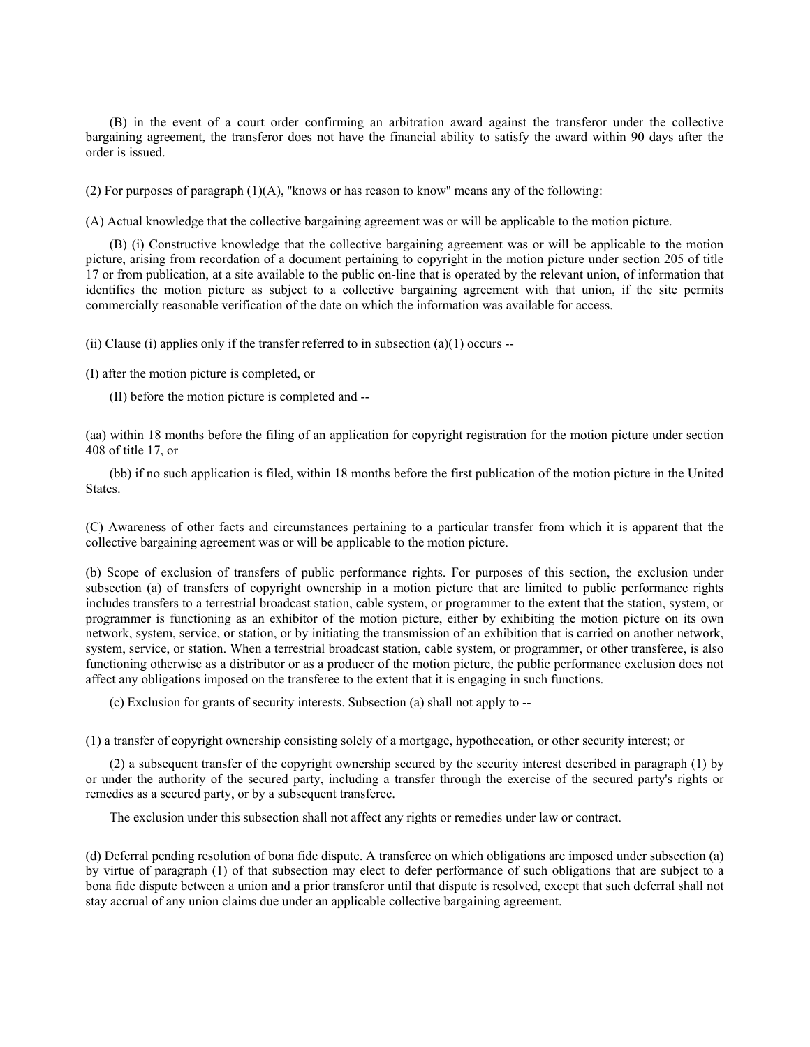(B) in the event of a court order confirming an arbitration award against the transferor under the collective bargaining agreement, the transferor does not have the financial ability to satisfy the award within 90 days after the order is issued.

(2) For purposes of paragraph (1)(A), "knows or has reason to know" means any of the following:

(A) Actual knowledge that the collective bargaining agreement was or will be applicable to the motion picture.

(B) (i) Constructive knowledge that the collective bargaining agreement was or will be applicable to the motion picture, arising from recordation of a document pertaining to copyright in the motion picture under section 205 of title 17 or from publication, at a site available to the public on-line that is operated by the relevant union, of information that identifies the motion picture as subject to a collective bargaining agreement with that union, if the site permits commercially reasonable verification of the date on which the information was available for access.

(ii) Clause (i) applies only if the transfer referred to in subsection (a)(1) occurs --

(I) after the motion picture is completed, or

(II) before the motion picture is completed and --

(aa) within 18 months before the filing of an application for copyright registration for the motion picture under section 408 of title 17, or

(bb) if no such application is filed, within 18 months before the first publication of the motion picture in the United States.

(C) Awareness of other facts and circumstances pertaining to a particular transfer from which it is apparent that the collective bargaining agreement was or will be applicable to the motion picture.

(b) Scope of exclusion of transfers of public performance rights. For purposes of this section, the exclusion under subsection (a) of transfers of copyright ownership in a motion picture that are limited to public performance rights includes transfers to a terrestrial broadcast station, cable system, or programmer to the extent that the station, system, or programmer is functioning as an exhibitor of the motion picture, either by exhibiting the motion picture on its own network, system, service, or station, or by initiating the transmission of an exhibition that is carried on another network, system, service, or station. When a terrestrial broadcast station, cable system, or programmer, or other transferee, is also functioning otherwise as a distributor or as a producer of the motion picture, the public performance exclusion does not affect any obligations imposed on the transferee to the extent that it is engaging in such functions.

(c) Exclusion for grants of security interests. Subsection (a) shall not apply to --

(1) a transfer of copyright ownership consisting solely of a mortgage, hypothecation, or other security interest; or

(2) a subsequent transfer of the copyright ownership secured by the security interest described in paragraph (1) by or under the authority of the secured party, including a transfer through the exercise of the secured party's rights or remedies as a secured party, or by a subsequent transferee.

The exclusion under this subsection shall not affect any rights or remedies under law or contract.

(d) Deferral pending resolution of bona fide dispute. A transferee on which obligations are imposed under subsection (a) by virtue of paragraph (1) of that subsection may elect to defer performance of such obligations that are subject to a bona fide dispute between a union and a prior transferor until that dispute is resolved, except that such deferral shall not stay accrual of any union claims due under an applicable collective bargaining agreement.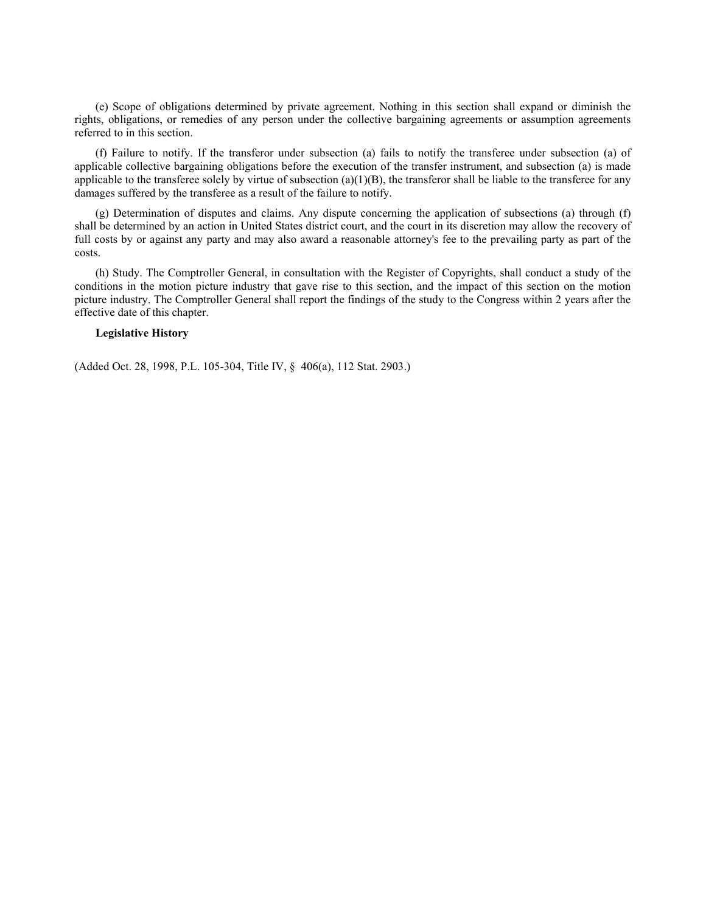(e) Scope of obligations determined by private agreement. Nothing in this section shall expand or diminish the rights, obligations, or remedies of any person under the collective bargaining agreements or assumption agreements referred to in this section.

(f) Failure to notify. If the transferor under subsection (a) fails to notify the transferee under subsection (a) of applicable collective bargaining obligations before the execution of the transfer instrument, and subsection (a) is made applicable to the transferee solely by virtue of subsection (a)(1)(B), the transferor shall be liable to the transferee for any damages suffered by the transferee as a result of the failure to notify.

(g) Determination of disputes and claims. Any dispute concerning the application of subsections (a) through (f) shall be determined by an action in United States district court, and the court in its discretion may allow the recovery of full costs by or against any party and may also award a reasonable attorney's fee to the prevailing party as part of the costs.

(h) Study. The Comptroller General, in consultation with the Register of Copyrights, shall conduct a study of the conditions in the motion picture industry that gave rise to this section, and the impact of this section on the motion picture industry. The Comptroller General shall report the findings of the study to the Congress within 2 years after the effective date of this chapter.

**Legislative History**

(Added Oct. 28, 1998, P.L. 105-304, Title IV, § 406(a), 112 Stat. 2903.)